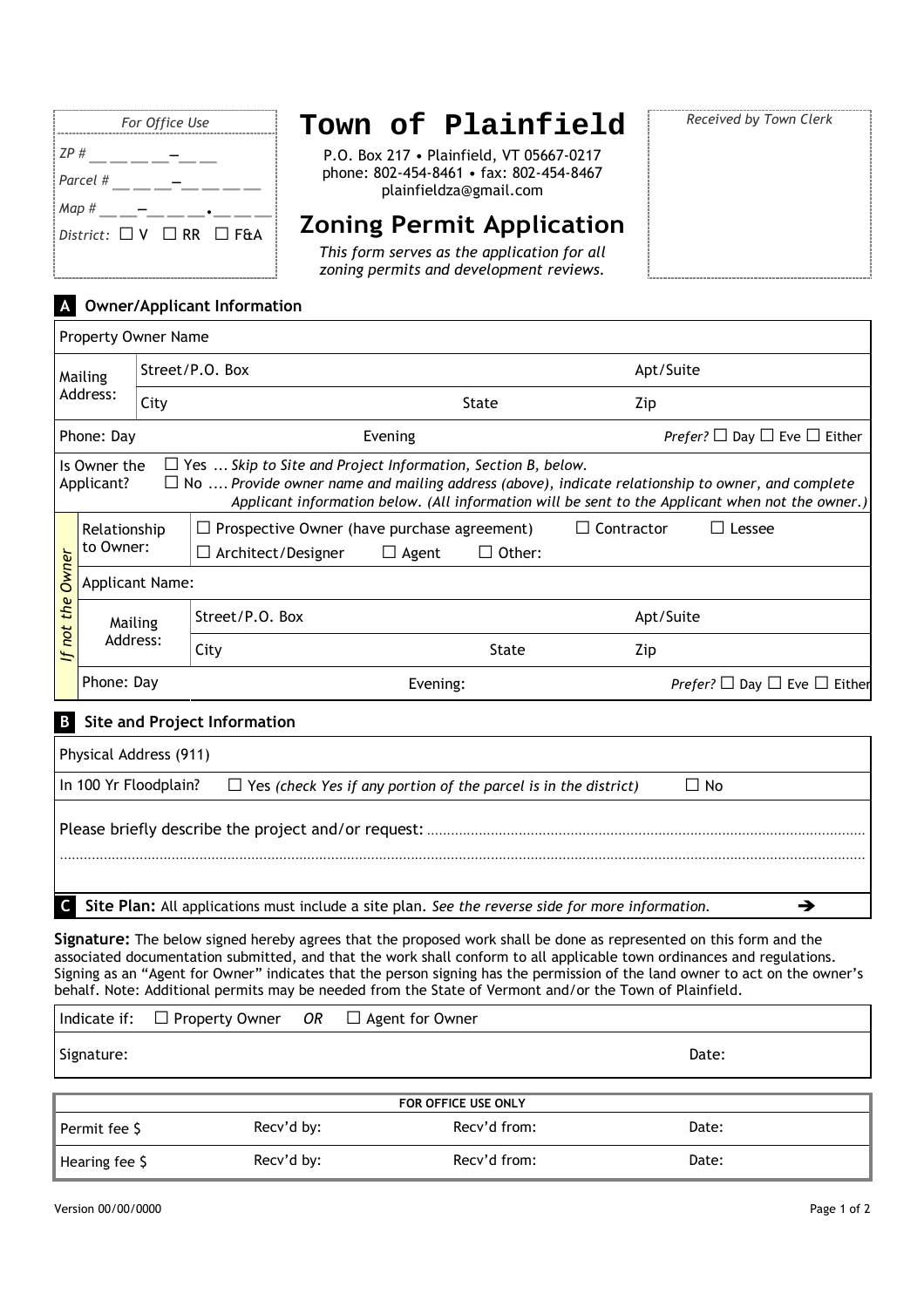| For Office Use |
| --- |
| ZP # __ __ __ __–__ __ |
| Parcel # __ __ __–__ __ __ __ |
| Map # __ __–__ __ __ __.__ __ __ |
| District: ☐ V ☐ RR ☐ F&A |

# Town of Plainfield

P.O. Box 217 • Plainfield, VT 05667-0217
phone: 802-454-8461 • fax: 802-454-8467
plainfieldza@gmail.com

## Zoning Permit Application

*This form serves as the application for all zoning permits and development reviews.*

*Received by Town Clerk*

### A Owner/Applicant Information

| Property Owner Name | | | | |
| --- | --- | --- | --- | --- |
| Mailing Address: | Street/P.O. Box | | Apt/Suite | |
| | City | State | Zip | |
| Phone: Day | | Evening | *Prefer?* ☐ Day ☐ Eve ☐ Either | |
| Is Owner the Applicant? | ☐ Yes ... *Skip to Site and Project Information, Section B, below.* ☐ No .... *Provide owner name and mailing address (above), indicate relationship to owner, and complete Applicant information below. (All information will be sent to the Applicant when not the owner.)* | | | |

| *If not the Owner* | | | | |
| --- | --- | --- | --- | --- |
| Relationship to Owner: | ☐ Prospective Owner (have purchase agreement) ☐ Contractor ☐ Lessee ☐ Architect/Designer ☐ Agent ☐ Other: | | | |
| Applicant Name: | | | | |
| Mailing Address: | Street/P.O. Box | | Apt/Suite | |
| | City | State | Zip | |
| Phone: Day | | Evening: | *Prefer?* ☐ Day ☐ Eve ☐ Either | |

### B Site and Project Information

| Physical Address (911) | | |
| --- | --- | --- |
| In 100 Yr Floodplain? | ☐ Yes *(check Yes if any portion of the parcel is in the district)* | ☐ No |

Please briefly describe the project and/or request: ..............................................................................................

.......................................................................................................................................................................

### C Site Plan: All applications must include a site plan. *See the reverse side for more information.* ➔

**Signature:** The below signed hereby agrees that the proposed work shall be done as represented on this form and the associated documentation submitted, and that the work shall conform to all applicable town ordinances and regulations. Signing as an "Agent for Owner" indicates that the person signing has the permission of the land owner to act on the owner's behalf. Note: Additional permits may be needed from the State of Vermont and/or the Town of Plainfield.

| Indicate if: ☐ Property Owner *OR* ☐ Agent for Owner | |
| --- | --- |
| Signature: | Date: |

| FOR OFFICE USE ONLY | | | |
| --- | --- | --- | --- |
| Permit fee $ | Recv'd by: | Recv'd from: | Date: |
| Hearing fee $ | Recv'd by: | Recv'd from: | Date: |

Version 00/00/0000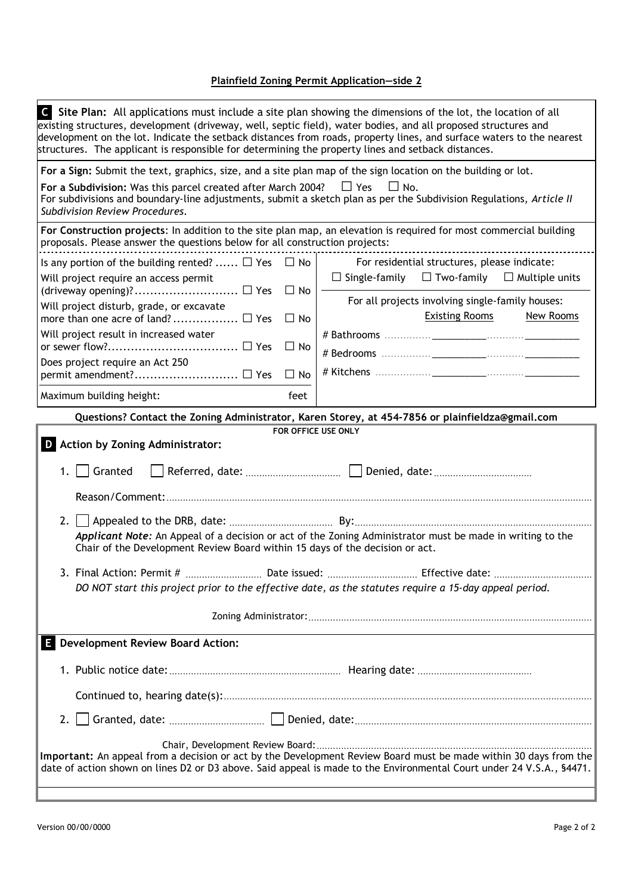## Plainfield Zoning Permit Application—side 2

**C Site Plan:** All applications must include a site plan showing the dimensions of the lot, the location of all existing structures, development (driveway, well, septic field), water bodies, and all proposed structures and development on the lot. Indicate the setback distances from roads, property lines, and surface waters to the nearest structures. The applicant is responsible for determining the property lines and setback distances.

**For a Sign:** Submit the text, graphics, size, and a site plan map of the sign location on the building or lot.

**For a Subdivision:** Was this parcel created after March 2004? ☐ Yes ☐ No.
For subdivisions and boundary-line adjustments, submit a sketch plan as per the Subdivision Regulations, *Article II Subdivision Review Procedures.*

**For Construction projects**: In addition to the site plan map, an elevation is required for most commercial building proposals. Please answer the questions below for all construction projects:

| | |
|---|---|
| Is any portion of the building rented? ...... ☐ Yes ☐ No | For residential structures, please indicate: ☐ Single-family ☐ Two-family ☐ Multiple units |
| Will project require an access permit (driveway opening)?........................... ☐ Yes ☐ No | For all projects involving single-family houses: |
| Will project disturb, grade, or excavate more than one acre of land? ................. ☐ Yes ☐ No | |
| Will project result in increased water or sewer flow?.................................. ☐ Yes ☐ No | |
| Does project require an Act 250 permit amendment?........................... ☐ Yes ☐ No | |
| Maximum building height: feet | |

| | Existing Rooms | New Rooms |
|---|---|---|
| # Bathrooms | | |
| # Bedrooms | | |
| # Kitchens | | |

**Questions? Contact the Zoning Administrator, Karen Storey, at 454-7856 or plainfieldza@gmail.com**

**FOR OFFICE USE ONLY**

**D Action by Zoning Administrator:**

1. ☐ Granted ☐ Referred, date: ........................ ☐ Denied, date: ........................

   Reason/Comment: ........................

2. ☐ Appealed to the DRB, date: ........................ By: ........................

   ***Applicant Note:*** *An Appeal of a decision or act of the Zoning Administrator must be made in writing to the Chair of the Development Review Board within 15 days of the decision or act.*

3. Final Action: Permit # ............ Date issued: ............ Effective date: ............

   *DO NOT start this project prior to the effective date, as the statutes require a 15-day appeal period.*

Zoning Administrator: ........................

**E Development Review Board Action:**

1. Public notice date: ........................ Hearing date: ........................

   Continued to, hearing date(s): ........................

2. ☐ Granted, date: ........................ ☐ Denied, date: ........................

Chair, Development Review Board: ........................

**Important:** An appeal from a decision or act by the Development Review Board must be made within 30 days from the date of action shown on lines D2 or D3 above. Said appeal is made to the Environmental Court under 24 V.S.A., §4471.

Version 00/00/0000